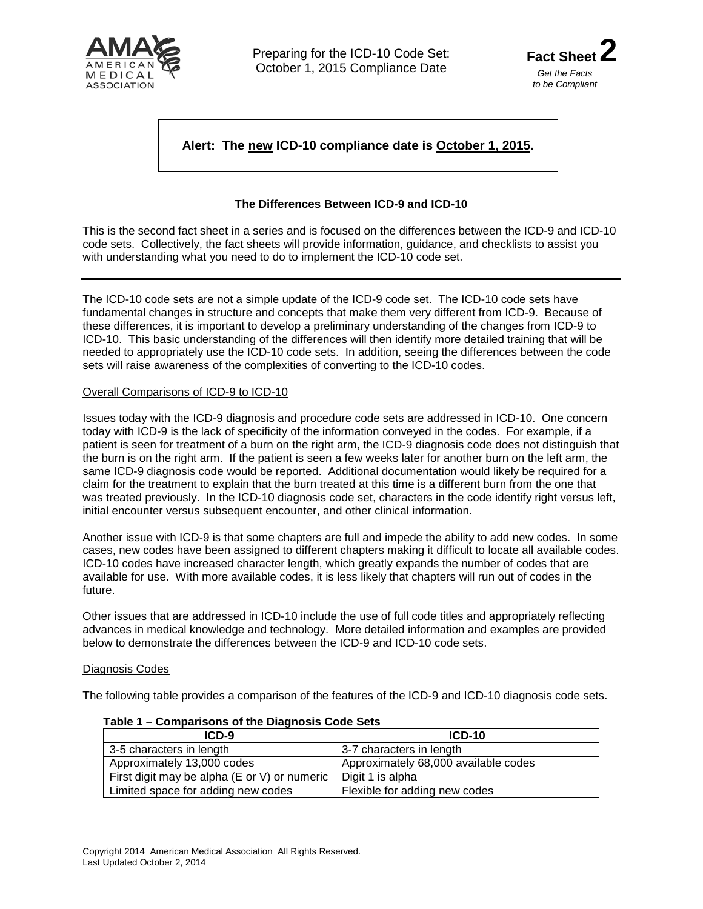Preparing for the ICD-10 Code Set: October 1, 2015 Compliance Date

**Fact Sheet 2**

*Get the Facts to be Compliant*

**Alert: The new ICD-10 compliance date is October 1, 2015.**

## The Differences Between ICD-9 and ICD-10

This is the second fact sheet in a series and is focused on the differences between the ICD-9 and ICD-10 code sets. Collectively, the fact sheets will provide information, guidance, and checklists to assist you with understanding what you need to do to implement the ICD-10 code set.

---

The ICD-10 code sets are not a simple update of the ICD-9 code set. The ICD-10 code sets have fundamental changes in structure and concepts that make them very different from ICD-9. Because of these differences, it is important to develop a preliminary understanding of the changes from ICD-9 to ICD-10. This basic understanding of the differences will then identify more detailed training that will be needed to appropriately use the ICD-10 code sets. In addition, seeing the differences between the code sets will raise awareness of the complexities of converting to the ICD-10 codes.

### Overall Comparisons of ICD-9 to ICD-10

Issues today with the ICD-9 diagnosis and procedure code sets are addressed in ICD-10. One concern today with ICD-9 is the lack of specificity of the information conveyed in the codes. For example, if a patient is seen for treatment of a burn on the right arm, the ICD-9 diagnosis code does not distinguish that the burn is on the right arm. If the patient is seen a few weeks later for another burn on the left arm, the same ICD-9 diagnosis code would be reported. Additional documentation would likely be required for a claim for the treatment to explain that the burn treated at this time is a different burn from the one that was treated previously. In the ICD-10 diagnosis code set, characters in the code identify right versus left, initial encounter versus subsequent encounter, and other clinical information.

Another issue with ICD-9 is that some chapters are full and impede the ability to add new codes. In some cases, new codes have been assigned to different chapters making it difficult to locate all available codes. ICD-10 codes have increased character length, which greatly expands the number of codes that are available for use. With more available codes, it is less likely that chapters will run out of codes in the future.

Other issues that are addressed in ICD-10 include the use of full code titles and appropriately reflecting advances in medical knowledge and technology. More detailed information and examples are provided below to demonstrate the differences between the ICD-9 and ICD-10 code sets.

### Diagnosis Codes

The following table provides a comparison of the features of the ICD-9 and ICD-10 diagnosis code sets.

**Table 1 – Comparisons of the Diagnosis Code Sets**

| ICD-9 | ICD-10 |
|---|---|
| 3-5 characters in length | 3-7 characters in length |
| Approximately 13,000 codes | Approximately 68,000 available codes |
| First digit may be alpha (E or V) or numeric | Digit 1 is alpha |
| Limited space for adding new codes | Flexible for adding new codes |

Copyright 2014 American Medical Association All Rights Reserved.
Last Updated October 2, 2014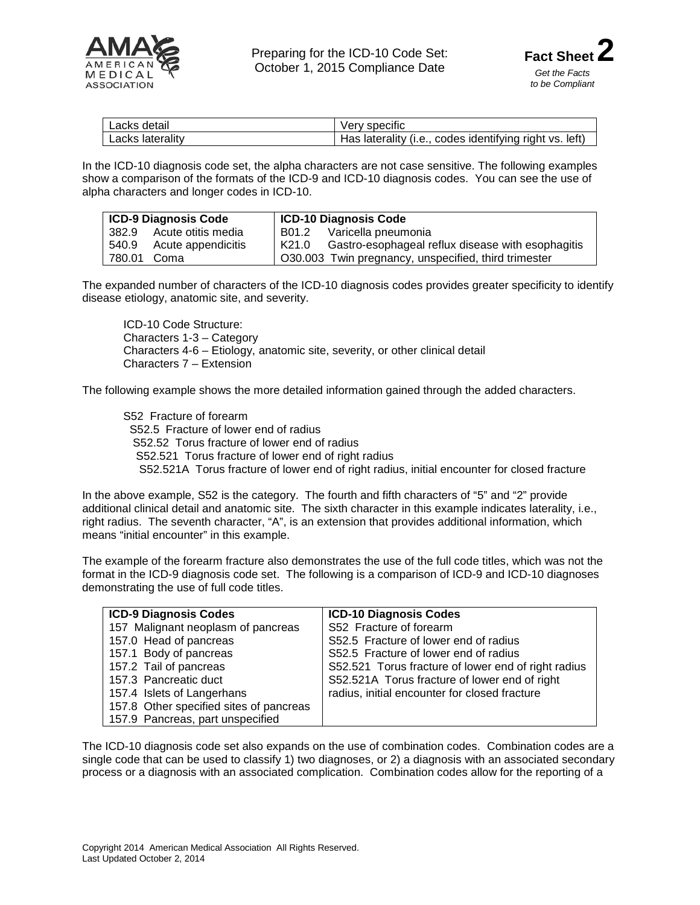| Lacks detail | Very specific |
|---|---|
| Lacks laterality | Has laterality (i.e., codes identifying right vs. left) |

In the ICD-10 diagnosis code set, the alpha characters are not case sensitive. The following examples show a comparison of the formats of the ICD-9 and ICD-10 diagnosis codes. You can see the use of alpha characters and longer codes in ICD-10.

| ICD-9 Diagnosis Code | ICD-10 Diagnosis Code |
|---|---|
| 382.9 Acute otitis media | B01.2 Varicella pneumonia |
| 540.9 Acute appendicitis | K21.0 Gastro-esophageal reflux disease with esophagitis |
| 780.01 Coma | O30.003 Twin pregnancy, unspecified, third trimester |

The expanded number of characters of the ICD-10 diagnosis codes provides greater specificity to identify disease etiology, anatomic site, and severity.

ICD-10 Code Structure:
Characters 1-3 – Category
Characters 4-6 – Etiology, anatomic site, severity, or other clinical detail
Characters 7 – Extension

The following example shows the more detailed information gained through the added characters.

S52 Fracture of forearm
S52.5 Fracture of lower end of radius
S52.52 Torus fracture of lower end of radius
S52.521 Torus fracture of lower end of right radius
S52.521A Torus fracture of lower end of right radius, initial encounter for closed fracture

In the above example, S52 is the category. The fourth and fifth characters of "5" and "2" provide additional clinical detail and anatomic site. The sixth character in this example indicates laterality, i.e., right radius. The seventh character, "A", is an extension that provides additional information, which means "initial encounter" in this example.

The example of the forearm fracture also demonstrates the use of the full code titles, which was not the format in the ICD-9 diagnosis code set. The following is a comparison of ICD-9 and ICD-10 diagnoses demonstrating the use of full code titles.

| ICD-9 Diagnosis Codes | ICD-10 Diagnosis Codes |
|---|---|
| 157 Malignant neoplasm of pancreas | S52 Fracture of forearm |
| 157.0 Head of pancreas | S52.5 Fracture of lower end of radius |
| 157.1 Body of pancreas | S52.5 Fracture of lower end of radius |
| 157.2 Tail of pancreas | S52.521 Torus fracture of lower end of right radius |
| 157.3 Pancreatic duct | S52.521A Torus fracture of lower end of right |
| 157.4 Islets of Langerhans | radius, initial encounter for closed fracture |
| 157.8 Other specified sites of pancreas | |
| 157.9 Pancreas, part unspecified | |

The ICD-10 diagnosis code set also expands on the use of combination codes. Combination codes are a single code that can be used to classify 1) two diagnoses, or 2) a diagnosis with an associated secondary process or a diagnosis with an associated complication. Combination codes allow for the reporting of a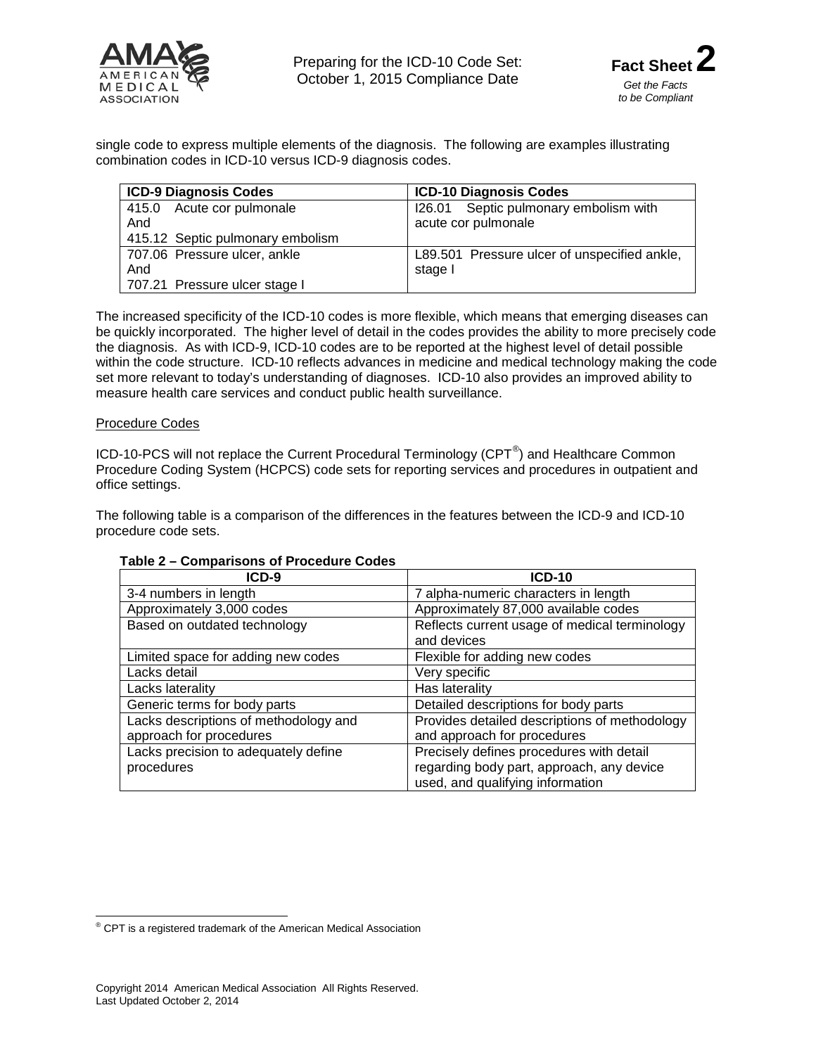single code to express multiple elements of the diagnosis. The following are examples illustrating combination codes in ICD-10 versus ICD-9 diagnosis codes.

| ICD-9 Diagnosis Codes | ICD-10 Diagnosis Codes |
|---|---|
| 415.0 Acute cor pulmonale<br>And<br>415.12 Septic pulmonary embolism | I26.01 Septic pulmonary embolism with acute cor pulmonale |
| 707.06 Pressure ulcer, ankle<br>And<br>707.21 Pressure ulcer stage I | L89.501 Pressure ulcer of unspecified ankle, stage I |

The increased specificity of the ICD-10 codes is more flexible, which means that emerging diseases can be quickly incorporated. The higher level of detail in the codes provides the ability to more precisely code the diagnosis. As with ICD-9, ICD-10 codes are to be reported at the highest level of detail possible within the code structure. ICD-10 reflects advances in medicine and medical technology making the code set more relevant to today's understanding of diagnoses. ICD-10 also provides an improved ability to measure health care services and conduct public health surveillance.

Procedure Codes

ICD-10-PCS will not replace the Current Procedural Terminology (CPT®) and Healthcare Common Procedure Coding System (HCPCS) code sets for reporting services and procedures in outpatient and office settings.

The following table is a comparison of the differences in the features between the ICD-9 and ICD-10 procedure code sets.

**Table 2 – Comparisons of Procedure Codes**

| ICD-9 | ICD-10 |
|---|---|
| 3-4 numbers in length | 7 alpha-numeric characters in length |
| Approximately 3,000 codes | Approximately 87,000 available codes |
| Based on outdated technology | Reflects current usage of medical terminology and devices |
| Limited space for adding new codes | Flexible for adding new codes |
| Lacks detail | Very specific |
| Lacks laterality | Has laterality |
| Generic terms for body parts | Detailed descriptions for body parts |
| Lacks descriptions of methodology and approach for procedures | Provides detailed descriptions of methodology and approach for procedures |
| Lacks precision to adequately define procedures | Precisely defines procedures with detail regarding body part, approach, any device used, and qualifying information |

® CPT is a registered trademark of the American Medical Association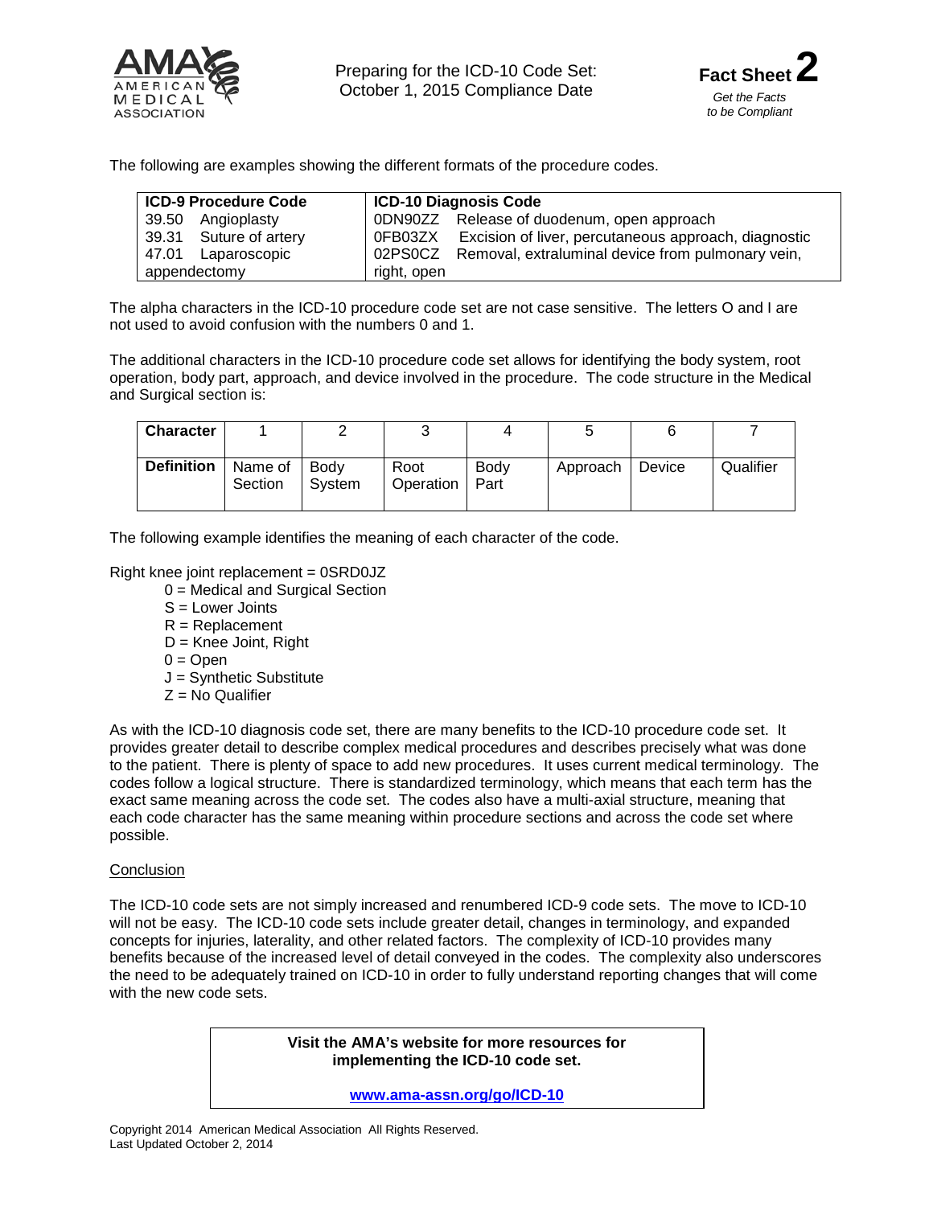The following are examples showing the different formats of the procedure codes.

| ICD-9 Procedure Code | ICD-10 Diagnosis Code |
| --- | --- |
| 39.50 Angioplasty | 0DN90ZZ Release of duodenum, open approach |
| 39.31 Suture of artery | 0FB03ZX Excision of liver, percutaneous approach, diagnostic |
| 47.01 Laparoscopic appendectomy | 02PS0CZ Removal, extraluminal device from pulmonary vein, right, open |

The alpha characters in the ICD-10 procedure code set are not case sensitive. The letters O and I are not used to avoid confusion with the numbers 0 and 1.

The additional characters in the ICD-10 procedure code set allows for identifying the body system, root operation, body part, approach, and device involved in the procedure. The code structure in the Medical and Surgical section is:

| Character | 1 | 2 | 3 | 4 | 5 | 6 | 7 |
| --- | --- | --- | --- | --- | --- | --- | --- |
| **Definition** | Name of Section | Body System | Root Operation | Body Part | Approach | Device | Qualifier |

The following example identifies the meaning of each character of the code.

Right knee joint replacement = 0SRD0JZ

- 0 = Medical and Surgical Section
- S = Lower Joints
- R = Replacement
- D = Knee Joint, Right
- 0 = Open
- J = Synthetic Substitute
- Z = No Qualifier

As with the ICD-10 diagnosis code set, there are many benefits to the ICD-10 procedure code set. It provides greater detail to describe complex medical procedures and describes precisely what was done to the patient. There is plenty of space to add new procedures. It uses current medical terminology. The codes follow a logical structure. There is standardized terminology, which means that each term has the exact same meaning across the code set. The codes also have a multi-axial structure, meaning that each code character has the same meaning within procedure sections and across the code set where possible.

## Conclusion

The ICD-10 code sets are not simply increased and renumbered ICD-9 code sets. The move to ICD-10 will not be easy. The ICD-10 code sets include greater detail, changes in terminology, and expanded concepts for injuries, laterality, and other related factors. The complexity of ICD-10 provides many benefits because of the increased level of detail conveyed in the codes. The complexity also underscores the need to be adequately trained on ICD-10 in order to fully understand reporting changes that will come with the new code sets.

**Visit the AMA's website for more resources for implementing the ICD-10 code set.**

**www.ama-assn.org/go/ICD-10**

Copyright 2014 American Medical Association All Rights Reserved.
Last Updated October 2, 2014